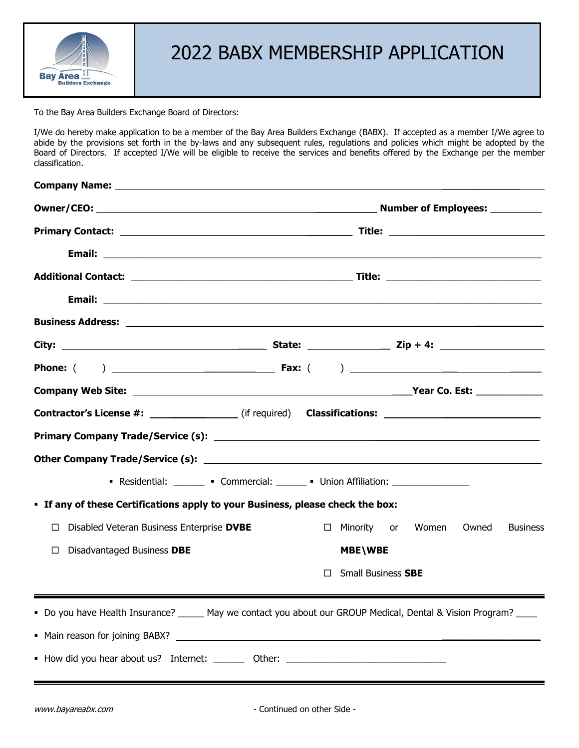# 2022 BABX MEMBERSHIP APPLICATION

To the Bay Area Builders Exchange Board of Directors:

I/We do hereby make application to be a member of the Bay Area Builders Exchange (BABX). If accepted as a member I/We agree to abide by the provisions set forth in the by-laws and any subsequent rules, regulations and policies which might be adopted by the Board of Directors. If accepted I/We will be eligible to receive the services and benefits offered by the Exchange per the member classification.

**Company Name:** ______________________________

**Owner/CEO:** ______________________________ **Number of Employees:** __________

**Primary Contact:** ______________________________ **Title:** ______________________________

**Email:** ______________________________

**Additional Contact:** ______________________________ **Title:** ______________________________

**Email:** ______________________________

**Business Address:** ______________________________

**City:** ______________________________ **State:** ______________ **Zip + 4:** ______________

**Phone:** (     ) ______________________________ **Fax:** (     ) ______________________________

**Company Web Site:** ______________________________ **Year Co. Est:** ____________

**Contractor's License #:** ______________ (if required) **Classifications:** ______________________________

**Primary Company Trade/Service (s):** ______________________________

**Other Company Trade/Service (s):** ______________________________

- Residential: ______ ▪ Commercial: ______ ▪ Union Affiliation: _______________

- **If any of these Certifications apply to your Business, please check the box:**

☐ Disabled Veteran Business Enterprise **DVBE**

☐ Disadvantaged Business **DBE**

☐ Minority or Women Owned Business **MBE\WBE**

☐ Small Business **SBE**

---

- Do you have Health Insurance? _____ May we contact you about our GROUP Medical, Dental & Vision Program? ____
- Main reason for joining BABX? ______________________________
- How did you hear about us? Internet: ______ Other: ______________________________

---

*www.bayareabx.com* - Continued on other Side -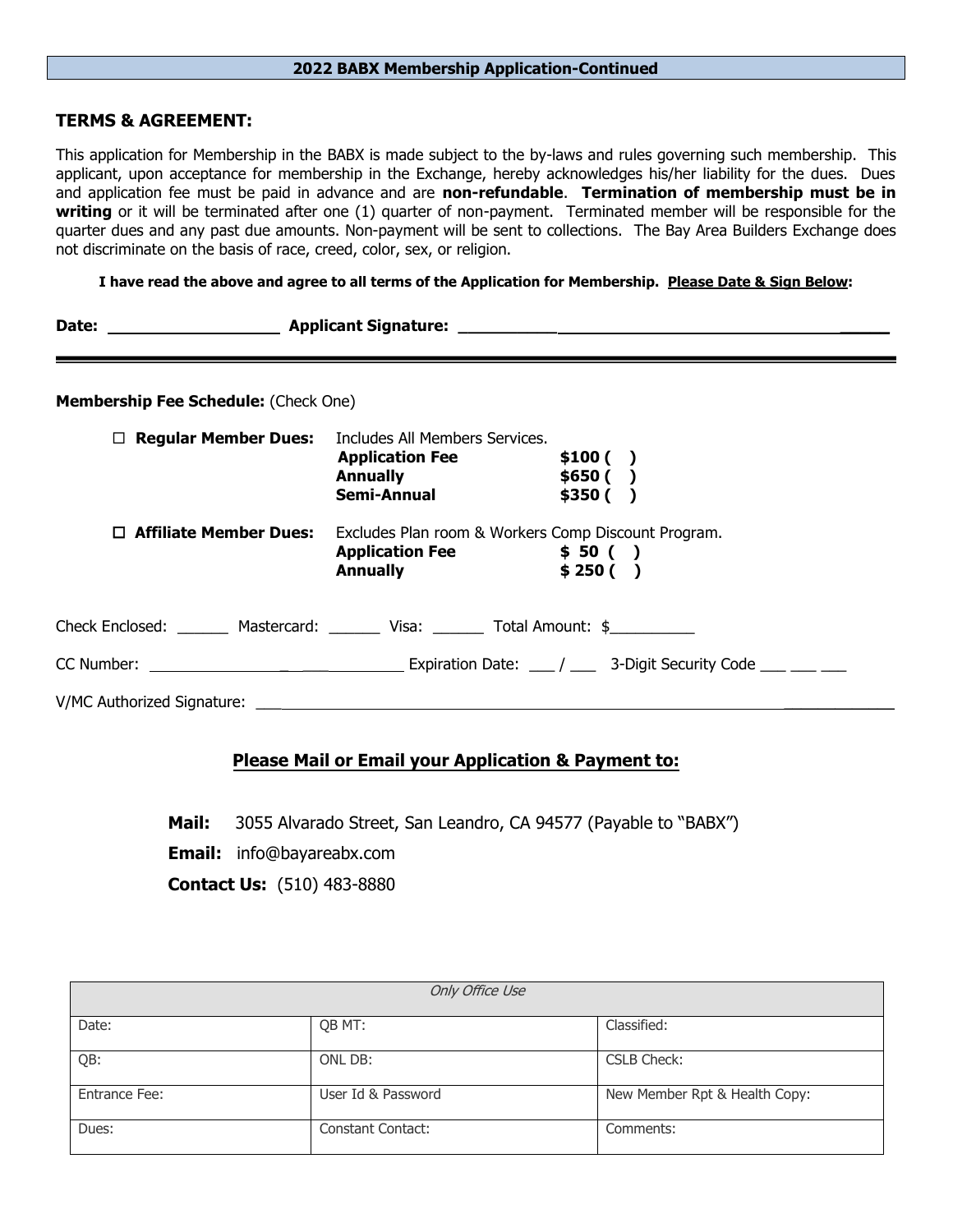## 2022 BABX Membership Application-Continued

### TERMS & AGREEMENT:

This application for Membership in the BABX is made subject to the by-laws and rules governing such membership. This applicant, upon acceptance for membership in the Exchange, hereby acknowledges his/her liability for the dues. Dues and application fee must be paid in advance and are **non-refundable**. **Termination of membership must be in writing** or it will be terminated after one (1) quarter of non-payment. Terminated member will be responsible for the quarter dues and any past due amounts. Non-payment will be sent to collections. The Bay Area Builders Exchange does not discriminate on the basis of race, creed, color, sex, or religion.

**I have read the above and agree to all terms of the Application for Membership. Please Date & Sign Below:**

**Date:** ____________________ **Applicant Signature:** ______________________________________________

---

**Membership Fee Schedule:** (Check One)

☐ **Regular Member Dues:** Includes All Members Services.
- **Application Fee** **$100 ( )**
- **Annually** **$650 ( )**
- **Semi-Annual** **$350 ( )**

☐ **Affiliate Member Dues:** Excludes Plan room & Workers Comp Discount Program.
- **Application Fee** **$ 50 ( )**
- **Annually** **$ 250 ( )**

Check Enclosed: ______ Mastercard: ______ Visa: ______ Total Amount: $__________

CC Number: ______________________________ Expiration Date: ___ / ___ 3-Digit Security Code ___ ___ ___

V/MC Authorized Signature: ______________________________________________

## Please Mail or Email your Application & Payment to:

**Mail:** 3055 Alvarado Street, San Leandro, CA 94577 (Payable to "BABX")

**Email:** info@bayareabx.com

**Contact Us:** (510) 483-8880

| *Only Office Use* | | |
|---|---|---|
| Date: | QB MT: | Classified: |
| QB: | ONL DB: | CSLB Check: |
| Entrance Fee: | User Id & Password | New Member Rpt & Health Copy: |
| Dues: | Constant Contact: | Comments: |